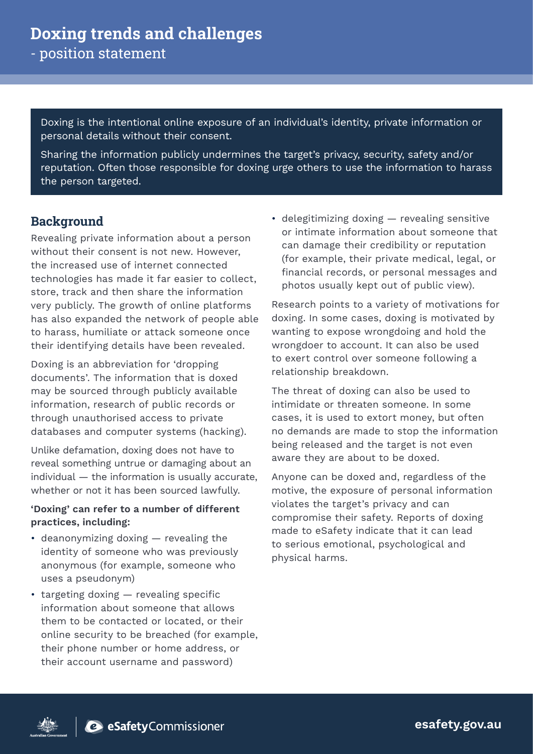# Doxing trends and challenges

- position statement

Doxing is the intentional online exposure of an individual's identity, private information or personal details without their consent.

Sharing the information publicly undermines the target's privacy, security, safety and/or reputation. Often those responsible for doxing urge others to use the information to harass the person targeted.

## Background

Revealing private information about a person without their consent is not new. However, the increased use of internet connected technologies has made it far easier to collect, store, track and then share the information very publicly. The growth of online platforms has also expanded the network of people able to harass, humiliate or attack someone once their identifying details have been revealed.

Doxing is an abbreviation for 'dropping documents'. The information that is doxed may be sourced through publicly available information, research of public records or through unauthorised access to private databases and computer systems (hacking).

Unlike defamation, doxing does not have to reveal something untrue or damaging about an individual — the information is usually accurate, whether or not it has been sourced lawfully.

**'Doxing' can refer to a number of different practices, including:**

- deanonymizing doxing — revealing the identity of someone who was previously anonymous (for example, someone who uses a pseudonym)
- targeting doxing — revealing specific information about someone that allows them to be contacted or located, or their online security to be breached (for example, their phone number or home address, or their account username and password)
- delegitimizing doxing — revealing sensitive or intimate information about someone that can damage their credibility or reputation (for example, their private medical, legal, or financial records, or personal messages and photos usually kept out of public view).

Research points to a variety of motivations for doxing. In some cases, doxing is motivated by wanting to expose wrongdoing and hold the wrongdoer to account. It can also be used to exert control over someone following a relationship breakdown.

The threat of doxing can also be used to intimidate or threaten someone. In some cases, it is used to extort money, but often no demands are made to stop the information being released and the target is not even aware they are about to be doxed.

Anyone can be doxed and, regardless of the motive, the exposure of personal information violates the target's privacy and can compromise their safety. Reports of doxing made to eSafety indicate that it can lead to serious emotional, psychological and physical harms.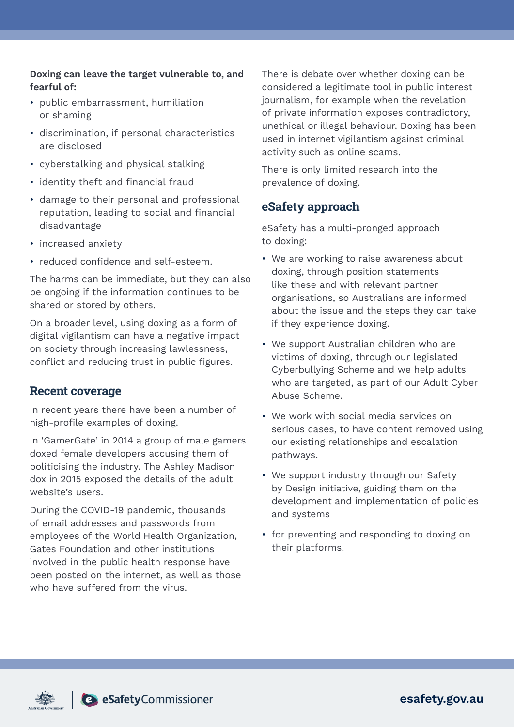**Doxing can leave the target vulnerable to, and fearful of:**

- public embarrassment, humiliation or shaming
- discrimination, if personal characteristics are disclosed
- cyberstalking and physical stalking
- identity theft and financial fraud
- damage to their personal and professional reputation, leading to social and financial disadvantage
- increased anxiety
- reduced confidence and self-esteem.

The harms can be immediate, but they can also be ongoing if the information continues to be shared or stored by others.

On a broader level, using doxing as a form of digital vigilantism can have a negative impact on society through increasing lawlessness, conflict and reducing trust in public figures.

## Recent coverage

In recent years there have been a number of high-profile examples of doxing.

In 'GamerGate' in 2014 a group of male gamers doxed female developers accusing them of politicising the industry. The Ashley Madison dox in 2015 exposed the details of the adult website's users.

During the COVID-19 pandemic, thousands of email addresses and passwords from employees of the World Health Organization, Gates Foundation and other institutions involved in the public health response have been posted on the internet, as well as those who have suffered from the virus.

There is debate over whether doxing can be considered a legitimate tool in public interest journalism, for example when the revelation of private information exposes contradictory, unethical or illegal behaviour. Doxing has been used in internet vigilantism against criminal activity such as online scams.

There is only limited research into the prevalence of doxing.

## eSafety approach

eSafety has a multi-pronged approach to doxing:

- We are working to raise awareness about doxing, through position statements like these and with relevant partner organisations, so Australians are informed about the issue and the steps they can take if they experience doxing.
- We support Australian children who are victims of doxing, through our legislated Cyberbullying Scheme and we help adults who are targeted, as part of our Adult Cyber Abuse Scheme.
- We work with social media services on serious cases, to have content removed using our existing relationships and escalation pathways.
- We support industry through our Safety by Design initiative, guiding them on the development and implementation of policies and systems
- for preventing and responding to doxing on their platforms.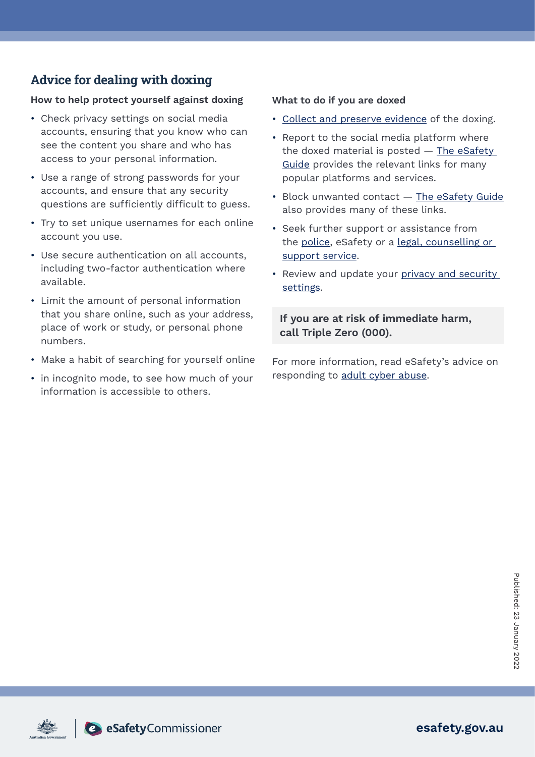## Advice for dealing with doxing

### How to help protect yourself against doxing

- Check privacy settings on social media accounts, ensuring that you know who can see the content you share and who has access to your personal information.
- Use a range of strong passwords for your accounts, and ensure that any security questions are sufficiently difficult to guess.
- Try to set unique usernames for each online account you use.
- Use secure authentication on all accounts, including two-factor authentication where available.
- Limit the amount of personal information that you share online, such as your address, place of work or study, or personal phone numbers.
- Make a habit of searching for yourself online
- in incognito mode, to see how much of your information is accessible to others.

### What to do if you are doxed

- Collect and preserve evidence of the doxing.
- Report to the social media platform where the doxed material is posted — The eSafety Guide provides the relevant links for many popular platforms and services.
- Block unwanted contact — The eSafety Guide also provides many of these links.
- Seek further support or assistance from the police, eSafety or a legal, counselling or support service.
- Review and update your privacy and security settings.

**If you are at risk of immediate harm, call Triple Zero (000).**

For more information, read eSafety's advice on responding to adult cyber abuse.

Published: 23 January 2022